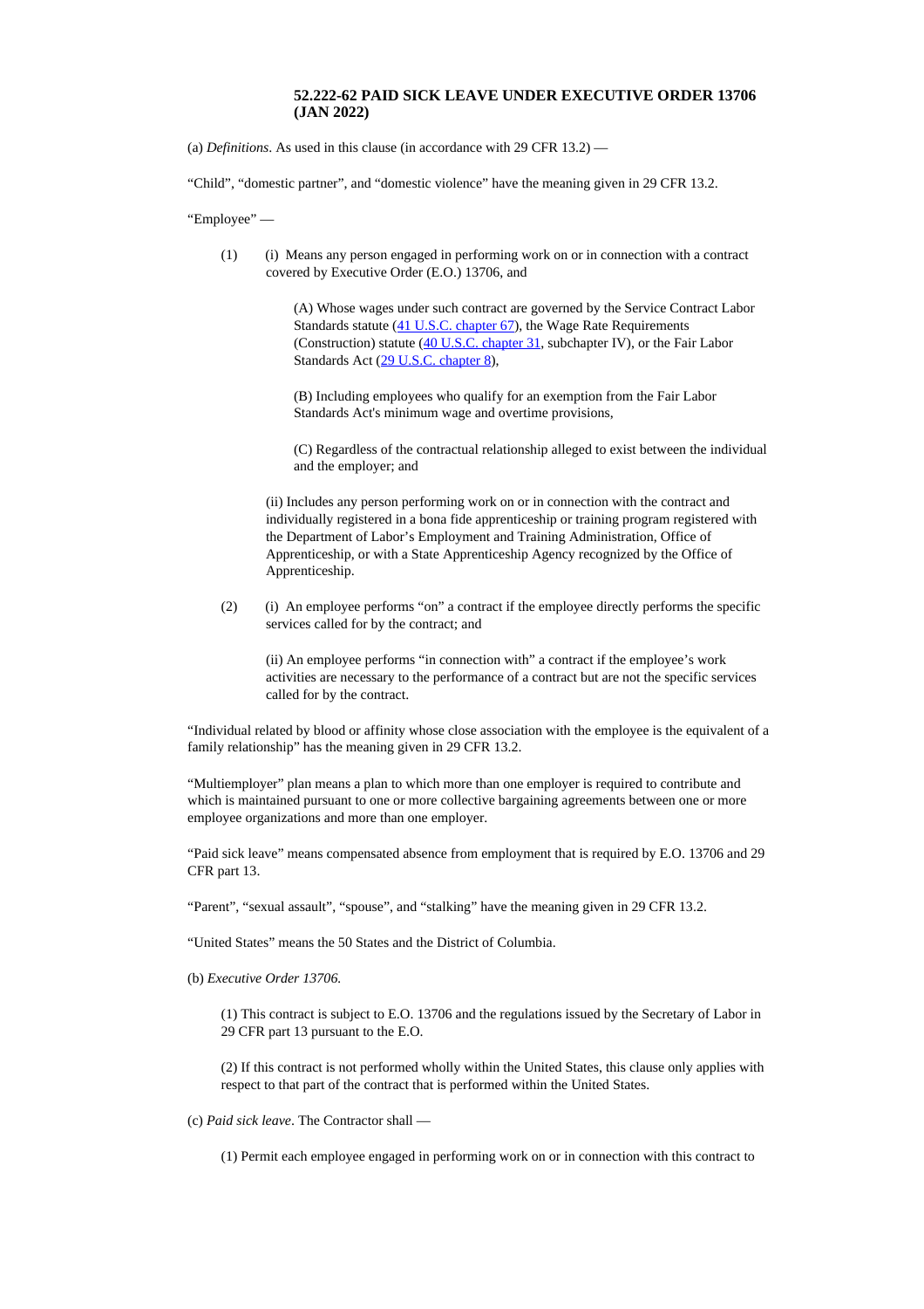### 52.222-62 PAID SICK LEAVE UNDER EXECUTIVE ORDER 13706 (JAN 2022)

(a) *Definitions*. As used in this clause (in accordance with 29 CFR 13.2) —

“Child”, “domestic partner”, and “domestic violence” have the meaning given in 29 CFR 13.2.

“Employee” —

(1) (i) Means any person engaged in performing work on or in connection with a contract covered by Executive Order (E.O.) 13706, and

(A) Whose wages under such contract are governed by the Service Contract Labor Standards statute (41 U.S.C. chapter 67), the Wage Rate Requirements (Construction) statute (40 U.S.C. chapter 31, subchapter IV), or the Fair Labor Standards Act (29 U.S.C. chapter 8),

(B) Including employees who qualify for an exemption from the Fair Labor Standards Act's minimum wage and overtime provisions,

(C) Regardless of the contractual relationship alleged to exist between the individual and the employer; and

(ii) Includes any person performing work on or in connection with the contract and individually registered in a bona fide apprenticeship or training program registered with the Department of Labor’s Employment and Training Administration, Office of Apprenticeship, or with a State Apprenticeship Agency recognized by the Office of Apprenticeship.

(2) (i) An employee performs “on” a contract if the employee directly performs the specific services called for by the contract; and

(ii) An employee performs “in connection with” a contract if the employee’s work activities are necessary to the performance of a contract but are not the specific services called for by the contract.

“Individual related by blood or affinity whose close association with the employee is the equivalent of a family relationship” has the meaning given in 29 CFR 13.2.

“Multiemployer” plan means a plan to which more than one employer is required to contribute and which is maintained pursuant to one or more collective bargaining agreements between one or more employee organizations and more than one employer.

“Paid sick leave” means compensated absence from employment that is required by E.O. 13706 and 29 CFR part 13.

“Parent”, “sexual assault”, “spouse”, and “stalking” have the meaning given in 29 CFR 13.2.

“United States” means the 50 States and the District of Columbia.

(b) *Executive Order 13706.*

(1) This contract is subject to E.O. 13706 and the regulations issued by the Secretary of Labor in 29 CFR part 13 pursuant to the E.O.

(2) If this contract is not performed wholly within the United States, this clause only applies with respect to that part of the contract that is performed within the United States.

(c) *Paid sick leave*. The Contractor shall —

(1) Permit each employee engaged in performing work on or in connection with this contract to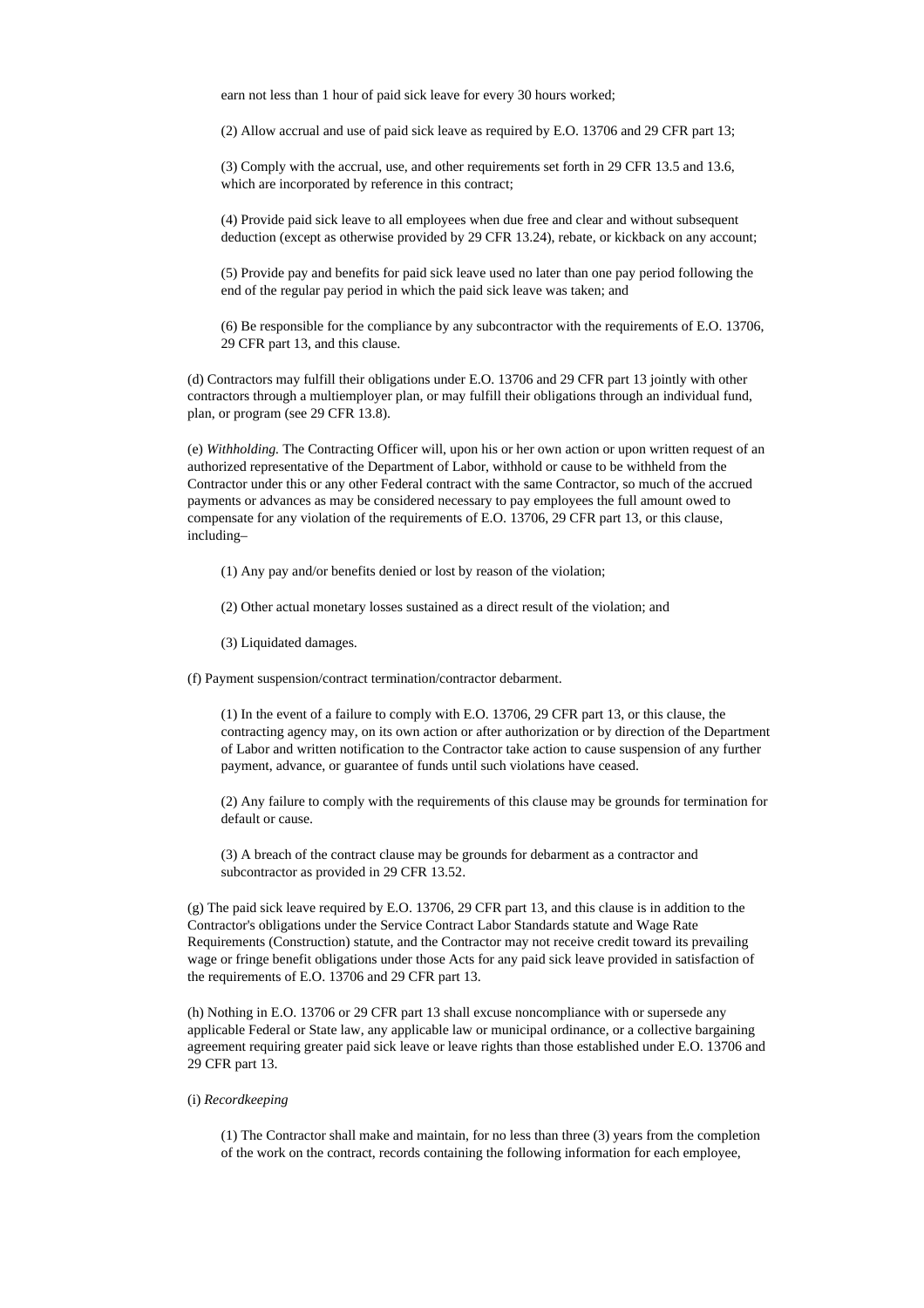earn not less than 1 hour of paid sick leave for every 30 hours worked;

(2) Allow accrual and use of paid sick leave as required by E.O. 13706 and 29 CFR part 13;

(3) Comply with the accrual, use, and other requirements set forth in 29 CFR 13.5 and 13.6, which are incorporated by reference in this contract;

(4) Provide paid sick leave to all employees when due free and clear and without subsequent deduction (except as otherwise provided by 29 CFR 13.24), rebate, or kickback on any account;

(5) Provide pay and benefits for paid sick leave used no later than one pay period following the end of the regular pay period in which the paid sick leave was taken; and

(6) Be responsible for the compliance by any subcontractor with the requirements of E.O. 13706, 29 CFR part 13, and this clause.

(d) Contractors may fulfill their obligations under E.O. 13706 and 29 CFR part 13 jointly with other contractors through a multiemployer plan, or may fulfill their obligations through an individual fund, plan, or program (see 29 CFR 13.8).

(e) *Withholding.* The Contracting Officer will, upon his or her own action or upon written request of an authorized representative of the Department of Labor, withhold or cause to be withheld from the Contractor under this or any other Federal contract with the same Contractor, so much of the accrued payments or advances as may be considered necessary to pay employees the full amount owed to compensate for any violation of the requirements of E.O. 13706, 29 CFR part 13, or this clause, including–

(1) Any pay and/or benefits denied or lost by reason of the violation;

(2) Other actual monetary losses sustained as a direct result of the violation; and

(3) Liquidated damages.

(f) Payment suspension/contract termination/contractor debarment.

(1) In the event of a failure to comply with E.O. 13706, 29 CFR part 13, or this clause, the contracting agency may, on its own action or after authorization or by direction of the Department of Labor and written notification to the Contractor take action to cause suspension of any further payment, advance, or guarantee of funds until such violations have ceased.

(2) Any failure to comply with the requirements of this clause may be grounds for termination for default or cause.

(3) A breach of the contract clause may be grounds for debarment as a contractor and subcontractor as provided in 29 CFR 13.52.

(g) The paid sick leave required by E.O. 13706, 29 CFR part 13, and this clause is in addition to the Contractor's obligations under the Service Contract Labor Standards statute and Wage Rate Requirements (Construction) statute, and the Contractor may not receive credit toward its prevailing wage or fringe benefit obligations under those Acts for any paid sick leave provided in satisfaction of the requirements of E.O. 13706 and 29 CFR part 13.

(h) Nothing in E.O. 13706 or 29 CFR part 13 shall excuse noncompliance with or supersede any applicable Federal or State law, any applicable law or municipal ordinance, or a collective bargaining agreement requiring greater paid sick leave or leave rights than those established under E.O. 13706 and 29 CFR part 13.

(i) *Recordkeeping*

(1) The Contractor shall make and maintain, for no less than three (3) years from the completion of the work on the contract, records containing the following information for each employee,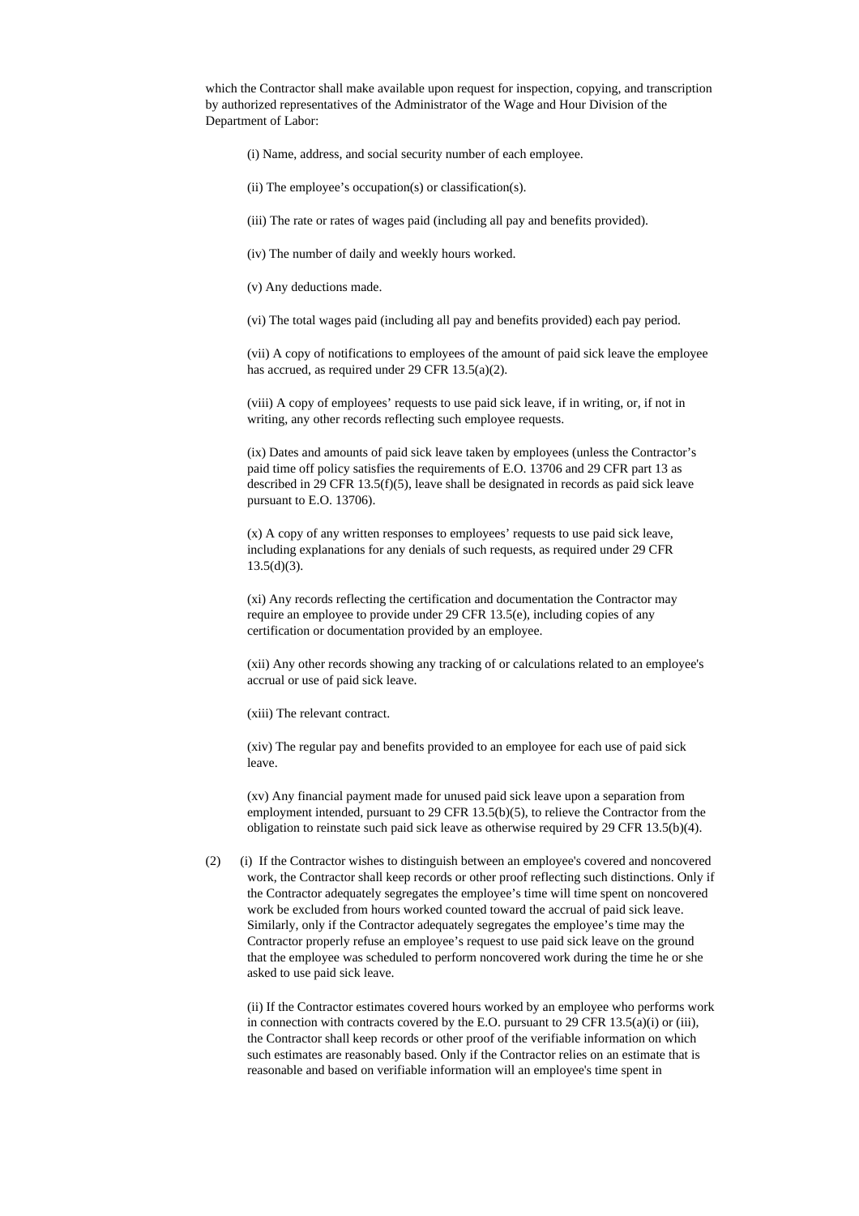which the Contractor shall make available upon request for inspection, copying, and transcription by authorized representatives of the Administrator of the Wage and Hour Division of the Department of Labor:

(i) Name, address, and social security number of each employee.

(ii) The employee's occupation(s) or classification(s).

(iii) The rate or rates of wages paid (including all pay and benefits provided).

(iv) The number of daily and weekly hours worked.

(v) Any deductions made.

(vi) The total wages paid (including all pay and benefits provided) each pay period.

(vii) A copy of notifications to employees of the amount of paid sick leave the employee has accrued, as required under 29 CFR 13.5(a)(2).

(viii) A copy of employees' requests to use paid sick leave, if in writing, or, if not in writing, any other records reflecting such employee requests.

(ix) Dates and amounts of paid sick leave taken by employees (unless the Contractor's paid time off policy satisfies the requirements of E.O. 13706 and 29 CFR part 13 as described in 29 CFR 13.5(f)(5), leave shall be designated in records as paid sick leave pursuant to E.O. 13706).

(x) A copy of any written responses to employees' requests to use paid sick leave, including explanations for any denials of such requests, as required under 29 CFR 13.5(d)(3).

(xi) Any records reflecting the certification and documentation the Contractor may require an employee to provide under 29 CFR 13.5(e), including copies of any certification or documentation provided by an employee.

(xii) Any other records showing any tracking of or calculations related to an employee's accrual or use of paid sick leave.

(xiii) The relevant contract.

(xiv) The regular pay and benefits provided to an employee for each use of paid sick leave.

(xv) Any financial payment made for unused paid sick leave upon a separation from employment intended, pursuant to 29 CFR 13.5(b)(5), to relieve the Contractor from the obligation to reinstate such paid sick leave as otherwise required by 29 CFR 13.5(b)(4).

(2) (i) If the Contractor wishes to distinguish between an employee's covered and noncovered work, the Contractor shall keep records or other proof reflecting such distinctions. Only if the Contractor adequately segregates the employee's time will time spent on noncovered work be excluded from hours worked counted toward the accrual of paid sick leave. Similarly, only if the Contractor adequately segregates the employee's time may the Contractor properly refuse an employee's request to use paid sick leave on the ground that the employee was scheduled to perform noncovered work during the time he or she asked to use paid sick leave.

(ii) If the Contractor estimates covered hours worked by an employee who performs work in connection with contracts covered by the E.O. pursuant to 29 CFR 13.5(a)(i) or (iii), the Contractor shall keep records or other proof of the verifiable information on which such estimates are reasonably based. Only if the Contractor relies on an estimate that is reasonable and based on verifiable information will an employee's time spent in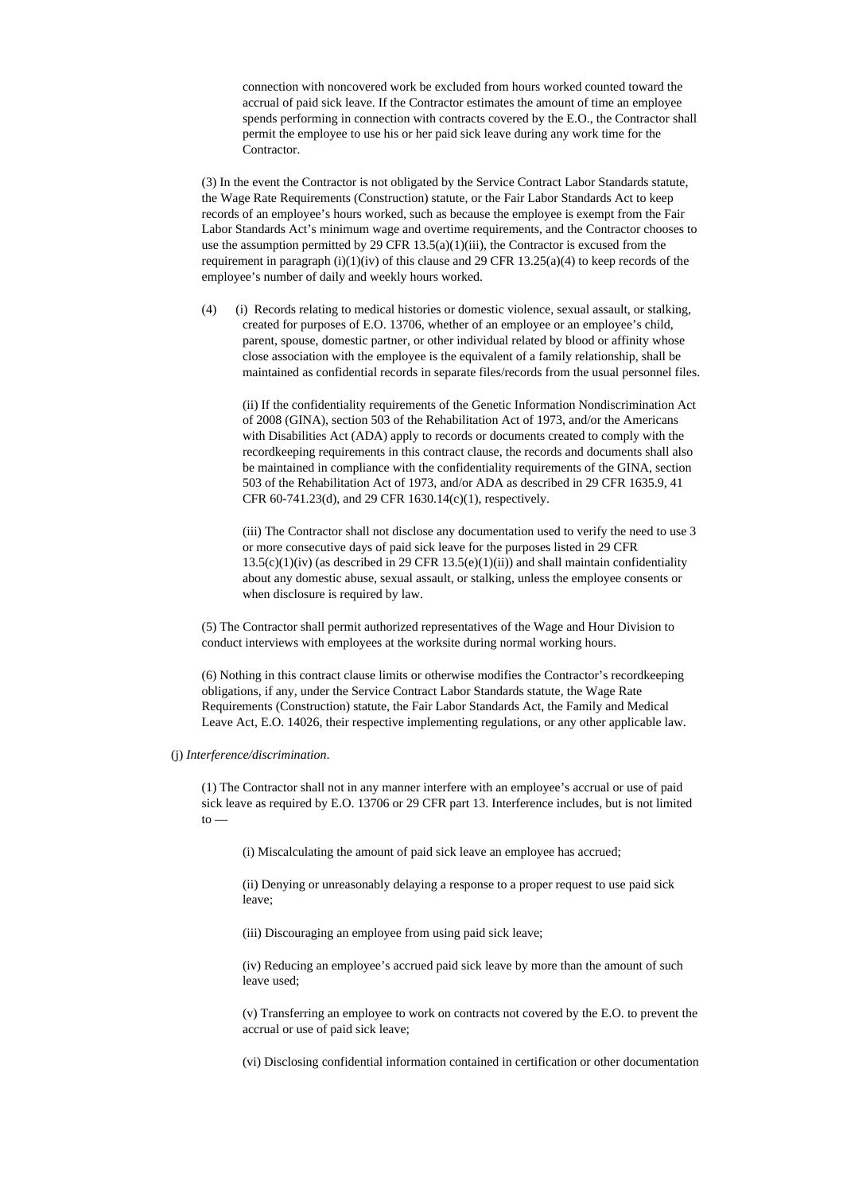connection with noncovered work be excluded from hours worked counted toward the accrual of paid sick leave. If the Contractor estimates the amount of time an employee spends performing in connection with contracts covered by the E.O., the Contractor shall permit the employee to use his or her paid sick leave during any work time for the Contractor.

(3) In the event the Contractor is not obligated by the Service Contract Labor Standards statute, the Wage Rate Requirements (Construction) statute, or the Fair Labor Standards Act to keep records of an employee's hours worked, such as because the employee is exempt from the Fair Labor Standards Act's minimum wage and overtime requirements, and the Contractor chooses to use the assumption permitted by 29 CFR 13.5(a)(1)(iii), the Contractor is excused from the requirement in paragraph (i)(1)(iv) of this clause and 29 CFR 13.25(a)(4) to keep records of the employee's number of daily and weekly hours worked.

(4) (i) Records relating to medical histories or domestic violence, sexual assault, or stalking, created for purposes of E.O. 13706, whether of an employee or an employee's child, parent, spouse, domestic partner, or other individual related by blood or affinity whose close association with the employee is the equivalent of a family relationship, shall be maintained as confidential records in separate files/records from the usual personnel files.

(ii) If the confidentiality requirements of the Genetic Information Nondiscrimination Act of 2008 (GINA), section 503 of the Rehabilitation Act of 1973, and/or the Americans with Disabilities Act (ADA) apply to records or documents created to comply with the recordkeeping requirements in this contract clause, the records and documents shall also be maintained in compliance with the confidentiality requirements of the GINA, section 503 of the Rehabilitation Act of 1973, and/or ADA as described in 29 CFR 1635.9, 41 CFR 60-741.23(d), and 29 CFR 1630.14(c)(1), respectively.

(iii) The Contractor shall not disclose any documentation used to verify the need to use 3 or more consecutive days of paid sick leave for the purposes listed in 29 CFR 13.5(c)(1)(iv) (as described in 29 CFR 13.5(e)(1)(ii)) and shall maintain confidentiality about any domestic abuse, sexual assault, or stalking, unless the employee consents or when disclosure is required by law.

(5) The Contractor shall permit authorized representatives of the Wage and Hour Division to conduct interviews with employees at the worksite during normal working hours.

(6) Nothing in this contract clause limits or otherwise modifies the Contractor's recordkeeping obligations, if any, under the Service Contract Labor Standards statute, the Wage Rate Requirements (Construction) statute, the Fair Labor Standards Act, the Family and Medical Leave Act, E.O. 14026, their respective implementing regulations, or any other applicable law.

(j) *Interference/discrimination*.

(1) The Contractor shall not in any manner interfere with an employee's accrual or use of paid sick leave as required by E.O. 13706 or 29 CFR part 13. Interference includes, but is not limited to —

(i) Miscalculating the amount of paid sick leave an employee has accrued;

(ii) Denying or unreasonably delaying a response to a proper request to use paid sick leave;

(iii) Discouraging an employee from using paid sick leave;

(iv) Reducing an employee's accrued paid sick leave by more than the amount of such leave used;

(v) Transferring an employee to work on contracts not covered by the E.O. to prevent the accrual or use of paid sick leave;

(vi) Disclosing confidential information contained in certification or other documentation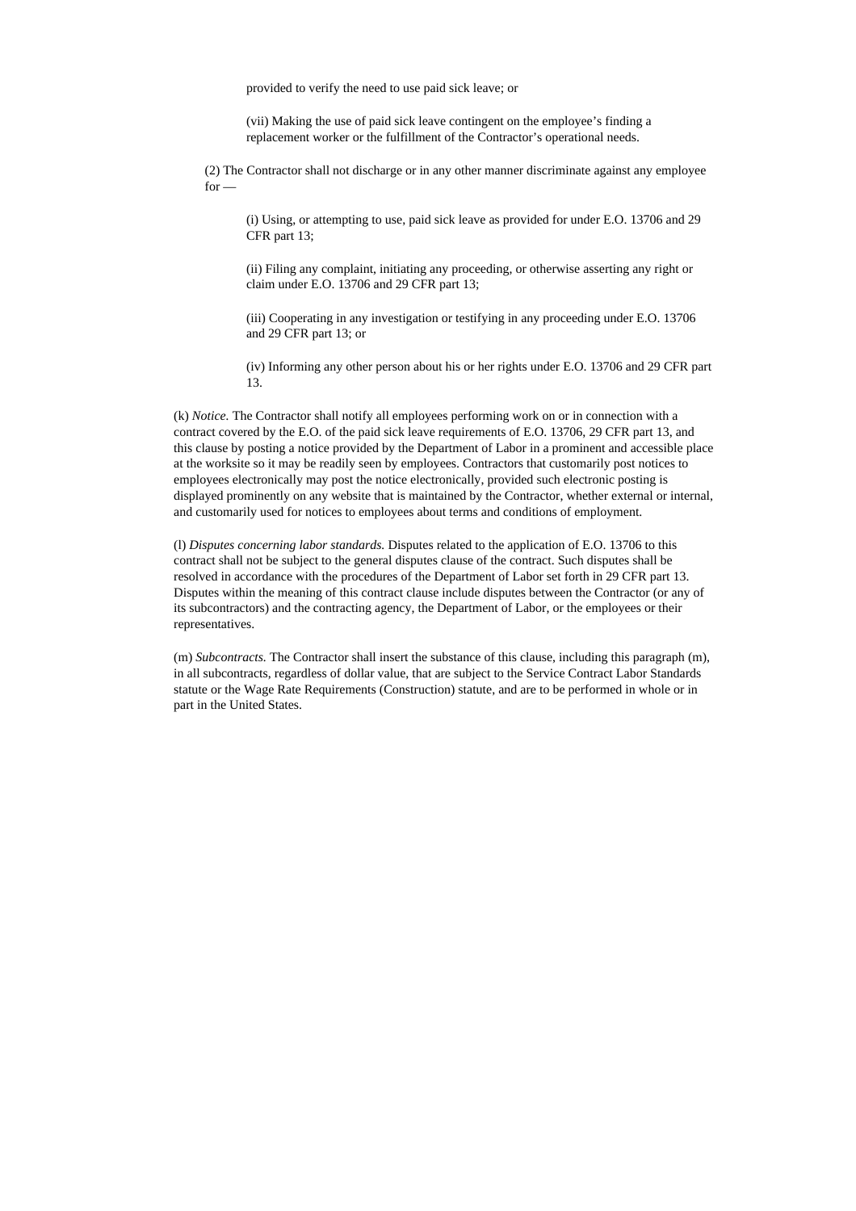provided to verify the need to use paid sick leave; or

(vii) Making the use of paid sick leave contingent on the employee's finding a replacement worker or the fulfillment of the Contractor's operational needs.

(2) The Contractor shall not discharge or in any other manner discriminate against any employee for —

(i) Using, or attempting to use, paid sick leave as provided for under E.O. 13706 and 29 CFR part 13;

(ii) Filing any complaint, initiating any proceeding, or otherwise asserting any right or claim under E.O. 13706 and 29 CFR part 13;

(iii) Cooperating in any investigation or testifying in any proceeding under E.O. 13706 and 29 CFR part 13; or

(iv) Informing any other person about his or her rights under E.O. 13706 and 29 CFR part 13.

(k) *Notice.* The Contractor shall notify all employees performing work on or in connection with a contract covered by the E.O. of the paid sick leave requirements of E.O. 13706, 29 CFR part 13, and this clause by posting a notice provided by the Department of Labor in a prominent and accessible place at the worksite so it may be readily seen by employees. Contractors that customarily post notices to employees electronically may post the notice electronically, provided such electronic posting is displayed prominently on any website that is maintained by the Contractor, whether external or internal, and customarily used for notices to employees about terms and conditions of employment.

(l) *Disputes concerning labor standards.* Disputes related to the application of E.O. 13706 to this contract shall not be subject to the general disputes clause of the contract. Such disputes shall be resolved in accordance with the procedures of the Department of Labor set forth in 29 CFR part 13. Disputes within the meaning of this contract clause include disputes between the Contractor (or any of its subcontractors) and the contracting agency, the Department of Labor, or the employees or their representatives.

(m) *Subcontracts.* The Contractor shall insert the substance of this clause, including this paragraph (m), in all subcontracts, regardless of dollar value, that are subject to the Service Contract Labor Standards statute or the Wage Rate Requirements (Construction) statute, and are to be performed in whole or in part in the United States.